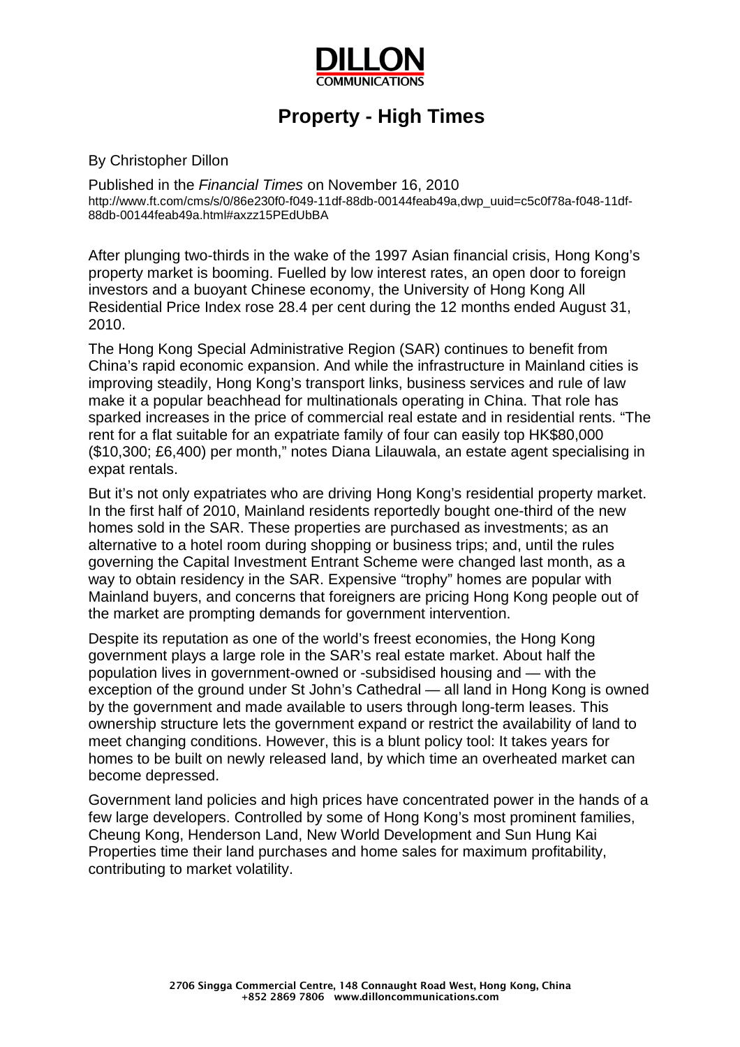# Property - High Times

By Christopher Dillon

Published in the *Financial Times* on November 16, 2010
http://www.ft.com/cms/s/0/86e230f0-f049-11df-88db-00144feab49a,dwp_uuid=c5c0f78a-f048-11df-88db-00144feab49a.html#axzz15PEdUbBA

After plunging two-thirds in the wake of the 1997 Asian financial crisis, Hong Kong's property market is booming. Fuelled by low interest rates, an open door to foreign investors and a buoyant Chinese economy, the University of Hong Kong All Residential Price Index rose 28.4 per cent during the 12 months ended August 31, 2010.

The Hong Kong Special Administrative Region (SAR) continues to benefit from China's rapid economic expansion. And while the infrastructure in Mainland cities is improving steadily, Hong Kong's transport links, business services and rule of law make it a popular beachhead for multinationals operating in China. That role has sparked increases in the price of commercial real estate and in residential rents. "The rent for a flat suitable for an expatriate family of four can easily top HK$80,000 ($10,300; £6,400) per month," notes Diana Lilauwala, an estate agent specialising in expat rentals.

But it's not only expatriates who are driving Hong Kong's residential property market. In the first half of 2010, Mainland residents reportedly bought one-third of the new homes sold in the SAR. These properties are purchased as investments; as an alternative to a hotel room during shopping or business trips; and, until the rules governing the Capital Investment Entrant Scheme were changed last month, as a way to obtain residency in the SAR. Expensive "trophy" homes are popular with Mainland buyers, and concerns that foreigners are pricing Hong Kong people out of the market are prompting demands for government intervention.

Despite its reputation as one of the world's freest economies, the Hong Kong government plays a large role in the SAR's real estate market. About half the population lives in government-owned or -subsidised housing and — with the exception of the ground under St John's Cathedral — all land in Hong Kong is owned by the government and made available to users through long-term leases. This ownership structure lets the government expand or restrict the availability of land to meet changing conditions. However, this is a blunt policy tool: It takes years for homes to be built on newly released land, by which time an overheated market can become depressed.

Government land policies and high prices have concentrated power in the hands of a few large developers. Controlled by some of Hong Kong's most prominent families, Cheung Kong, Henderson Land, New World Development and Sun Hung Kai Properties time their land purchases and home sales for maximum profitability, contributing to market volatility.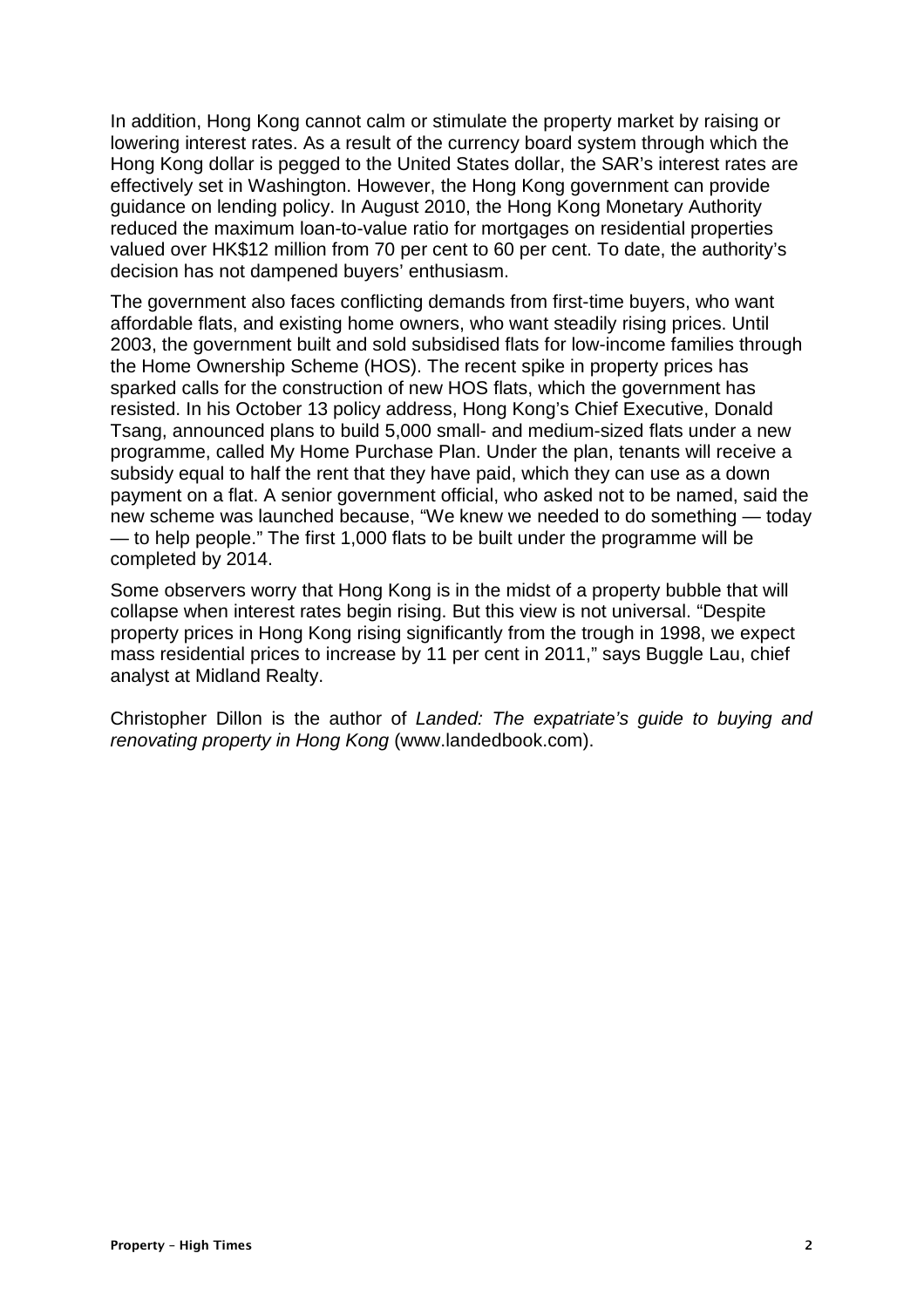In addition, Hong Kong cannot calm or stimulate the property market by raising or lowering interest rates. As a result of the currency board system through which the Hong Kong dollar is pegged to the United States dollar, the SAR's interest rates are effectively set in Washington. However, the Hong Kong government can provide guidance on lending policy. In August 2010, the Hong Kong Monetary Authority reduced the maximum loan-to-value ratio for mortgages on residential properties valued over HK$12 million from 70 per cent to 60 per cent. To date, the authority's decision has not dampened buyers' enthusiasm.

The government also faces conflicting demands from first-time buyers, who want affordable flats, and existing home owners, who want steadily rising prices. Until 2003, the government built and sold subsidised flats for low-income families through the Home Ownership Scheme (HOS). The recent spike in property prices has sparked calls for the construction of new HOS flats, which the government has resisted. In his October 13 policy address, Hong Kong's Chief Executive, Donald Tsang, announced plans to build 5,000 small- and medium-sized flats under a new programme, called My Home Purchase Plan. Under the plan, tenants will receive a subsidy equal to half the rent that they have paid, which they can use as a down payment on a flat. A senior government official, who asked not to be named, said the new scheme was launched because, "We knew we needed to do something — today — to help people." The first 1,000 flats to be built under the programme will be completed by 2014.

Some observers worry that Hong Kong is in the midst of a property bubble that will collapse when interest rates begin rising. But this view is not universal. "Despite property prices in Hong Kong rising significantly from the trough in 1998, we expect mass residential prices to increase by 11 per cent in 2011," says Buggle Lau, chief analyst at Midland Realty.

Christopher Dillon is the author of *Landed: The expatriate's guide to buying and renovating property in Hong Kong* (www.landedbook.com).